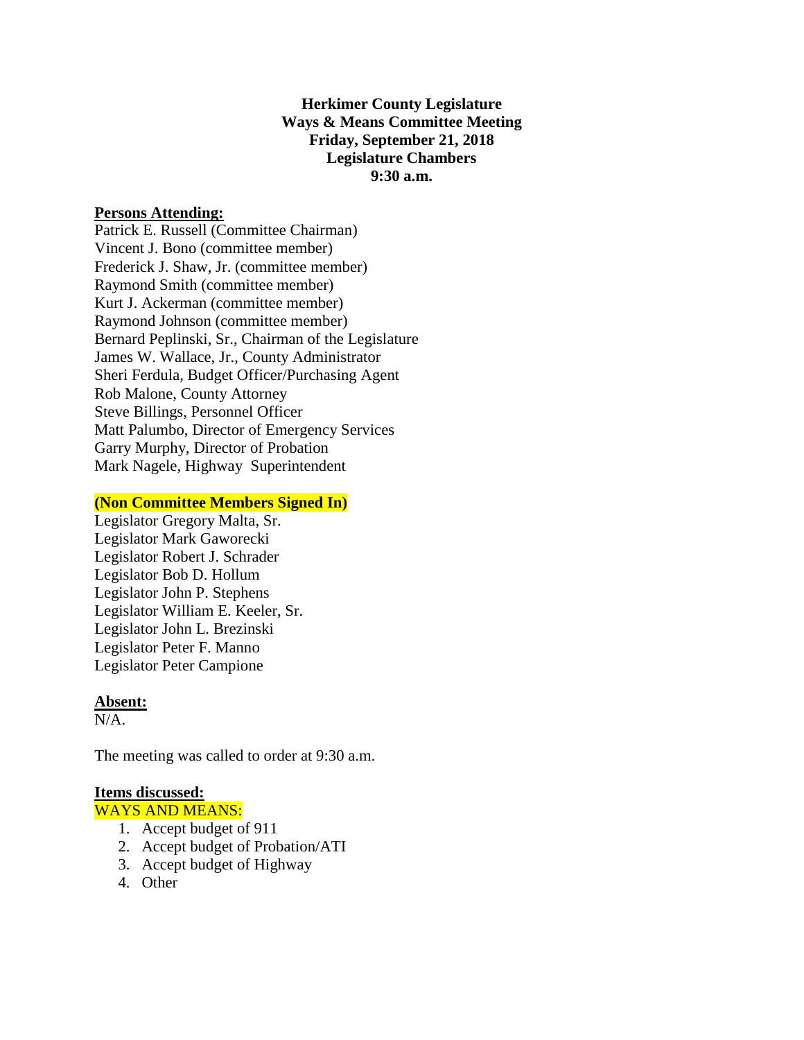**Herkimer County Legislature**
**Ways & Means Committee Meeting**
**Friday, September 21, 2018**
**Legislature Chambers**
**9:30 a.m.**

**Persons Attending:**

Patrick E. Russell (Committee Chairman)
Vincent J. Bono (committee member)
Frederick J. Shaw, Jr. (committee member)
Raymond Smith (committee member)
Kurt J. Ackerman (committee member)
Raymond Johnson (committee member)
Bernard Peplinski, Sr., Chairman of the Legislature
James W. Wallace, Jr., County Administrator
Sheri Ferdula, Budget Officer/Purchasing Agent
Rob Malone, County Attorney
Steve Billings, Personnel Officer
Matt Palumbo, Director of Emergency Services
Garry Murphy, Director of Probation
Mark Nagele, Highway Superintendent

**(Non Committee Members Signed In)**

Legislator Gregory Malta, Sr.
Legislator Mark Gaworecki
Legislator Robert J. Schrader
Legislator Bob D. Hollum
Legislator John P. Stephens
Legislator William E. Keeler, Sr.
Legislator John L. Brezinski
Legislator Peter F. Manno
Legislator Peter Campione

**Absent:**

N/A.

The meeting was called to order at 9:30 a.m.

**Items discussed:**

WAYS AND MEANS:

1. Accept budget of 911
2. Accept budget of Probation/ATI
3. Accept budget of Highway
4. Other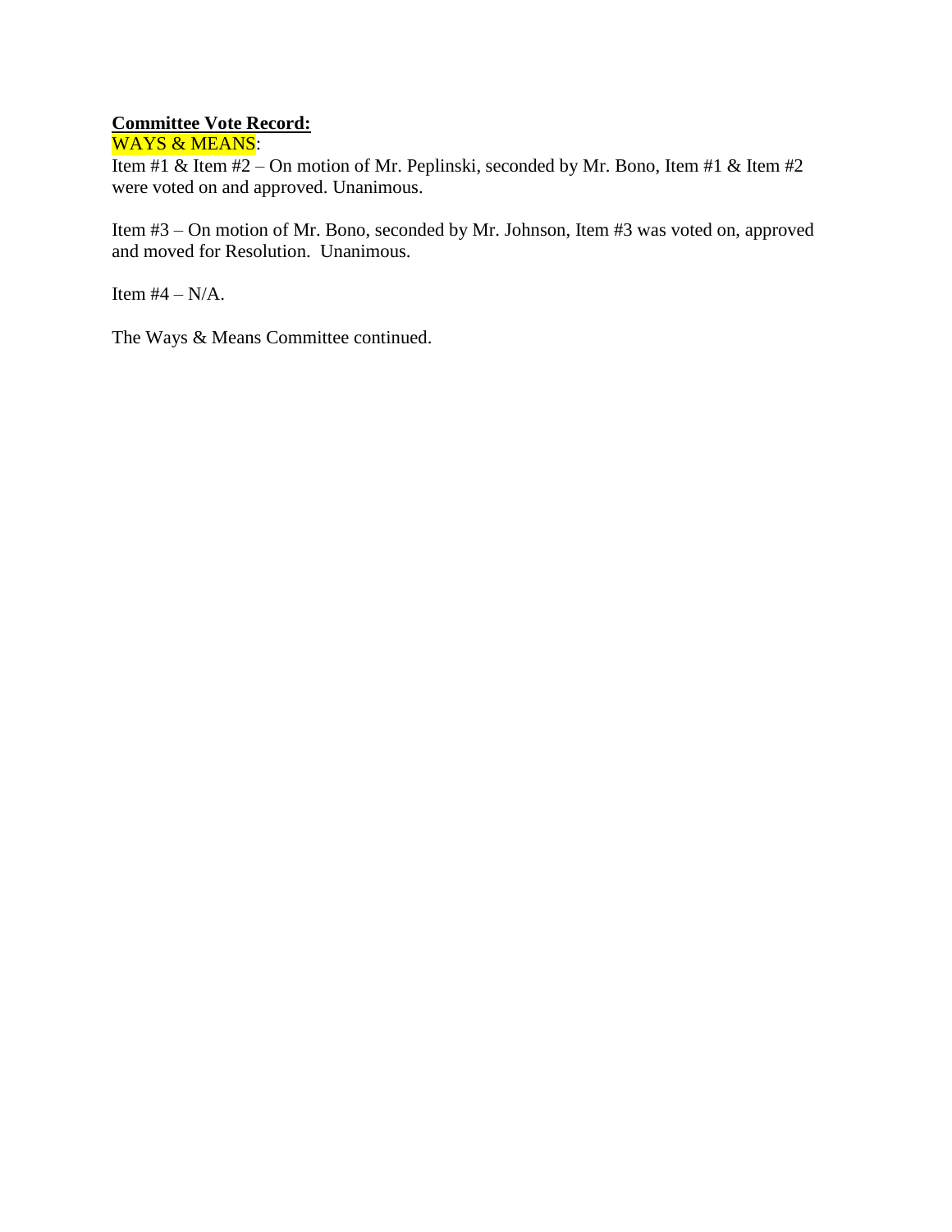**Committee Vote Record:**

WAYS & MEANS:

Item #1 & Item #2 – On motion of Mr. Peplinski, seconded by Mr. Bono, Item #1 & Item #2 were voted on and approved. Unanimous.

Item #3 – On motion of Mr. Bono, seconded by Mr. Johnson, Item #3 was voted on, approved and moved for Resolution. Unanimous.

Item #4 – N/A.

The Ways & Means Committee continued.